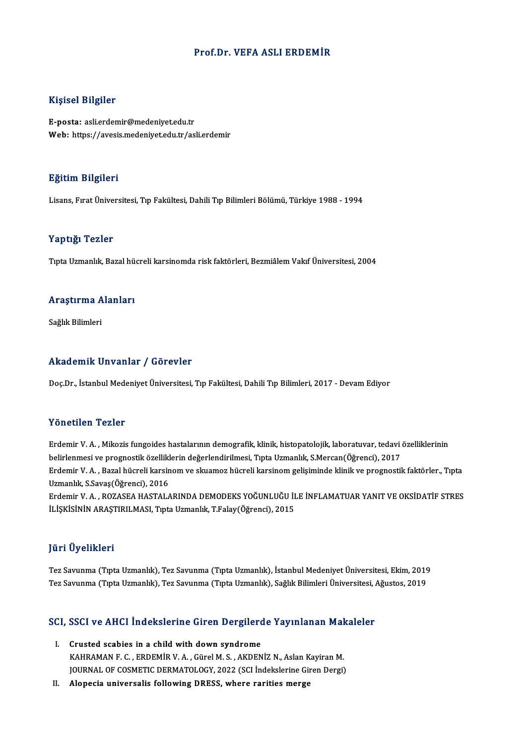# Prof.Dr. VEFA ASLI ERDEMİR

## Kişisel Bilgiler

**E-posta:** asli.erdemir@medeniyet.edu.tr
**Web:** https://avesis.medeniyet.edu.tr/asli.erdemir

## Eğitim Bilgileri

Lisans, Fırat Üniversitesi, Tıp Fakültesi, Dahili Tıp Bilimleri Bölümü, Türkiye 1988 - 1994

## Yaptığı Tezler

Tıpta Uzmanlık, Bazal hücreli karsinomda risk faktörleri, Bezmiâlem Vakıf Üniversitesi, 2004

## Araştırma Alanları

Sağlık Bilimleri

## Akademik Unvanlar / Görevler

Doç.Dr., İstanbul Medeniyet Üniversitesi, Tıp Fakültesi, Dahili Tıp Bilimleri, 2017 - Devam Ediyor

## Yönetilen Tezler

Erdemir V. A. , Mikozis fungoides hastalarının demografik, klinik, histopatolojik, laboratuvar, tedavi özelliklerinin belirlenmesi ve prognostik özelliklerin değerlendirilmesi, Tıpta Uzmanlık, S.Mercan(Öğrenci), 2017

Erdemir V. A. , Bazal hücreli karsinom ve skuamoz hücreli karsinom gelişiminde klinik ve prognostik faktörler., Tıpta Uzmanlık, S.Savaş(Öğrenci), 2016

Erdemir V. A. , ROZASEA HASTALARINDA DEMODEKS YOĞUNLUĞU İLE İNFLAMATUAR YANIT VE OKSİDATİF STRES İLİŞKİSİNİN ARAŞTIRILMASI, Tıpta Uzmanlık, T.Falay(Öğrenci), 2015

## Jüri Üyelikleri

Tez Savunma (Tıpta Uzmanlık), Tez Savunma (Tıpta Uzmanlık), İstanbul Medeniyet Üniversitesi, Ekim, 2019

Tez Savunma (Tıpta Uzmanlık), Tez Savunma (Tıpta Uzmanlık), Sağlık Bilimleri Üniversitesi, Ağustos, 2019

## SCI, SSCI ve AHCI İndekslerine Giren Dergilerde Yayınlanan Makaleler

I. **Crusted scabies in a child with down syndrome**
   KAHRAMAN F. C. , ERDEMİR V. A. , Gürel M. S. , AKDENİZ N., Aslan Kayiran M.
   JOURNAL OF COSMETIC DERMATOLOGY, 2022 (SCI İndekslerine Giren Dergi)

II. **Alopecia universalis following DRESS, where rarities merge**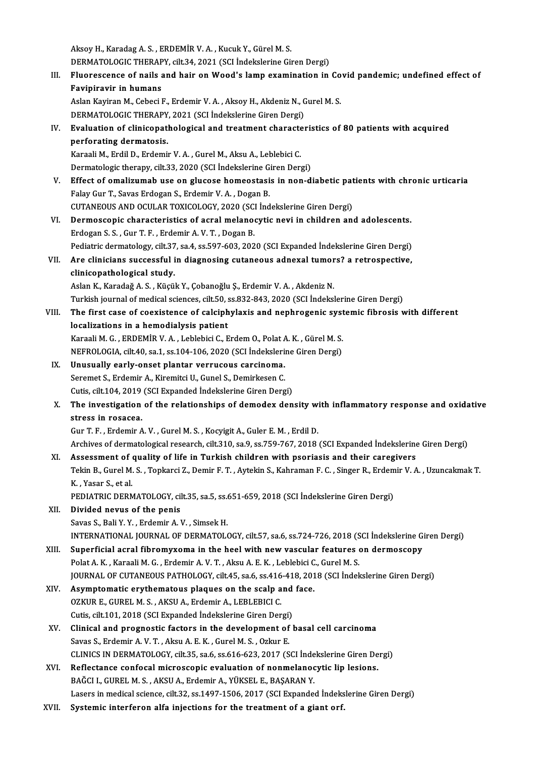Aksoy H., Karadag A. S. , ERDEMİR V. A. , Kucuk Y., Gürel M. S.
DERMATOLOGIC THERAPY, cilt.34, 2021 (SCI İndekslerine Giren Dergi)

III. **Fluorescence of nails and hair on Wood's lamp examination in Covid pandemic; undefined effect of Favipiravir in humans**
Aslan Kayiran M., Cebeci F., Erdemir V. A. , Aksoy H., Akdeniz N., Gurel M. S.
DERMATOLOGIC THERAPY, 2021 (SCI İndekslerine Giren Dergi)

IV. **Evaluation of clinicopathological and treatment characteristics of 80 patients with acquired perforating dermatosis.**
Karaali M., Erdil D., Erdemir V. A. , Gurel M., Aksu A., Leblebici C.
Dermatologic therapy, cilt.33, 2020 (SCI İndekslerine Giren Dergi)

V. **Effect of omalizumab use on glucose homeostasis in non-diabetic patients with chronic urticaria**
Falay Gur T., Savas Erdogan S., Erdemir V. A. , Dogan B.
CUTANEOUS AND OCULAR TOXICOLOGY, 2020 (SCI İndekslerine Giren Dergi)

VI. **Dermoscopic characteristics of acral melanocytic nevi in children and adolescents.**
Erdogan S. S. , Gur T. F. , Erdemir A. V. T. , Dogan B.
Pediatric dermatology, cilt.37, sa.4, ss.597-603, 2020 (SCI Expanded İndekslerine Giren Dergi)

VII. **Are clinicians successful in diagnosing cutaneous adnexal tumors? a retrospective, clinicopathological study.**
Aslan K., Karadağ A. S. , Küçük Y., Çobanoğlu Ş., Erdemir V. A. , Akdeniz N.
Turkish journal of medical sciences, cilt.50, ss.832-843, 2020 (SCI İndekslerine Giren Dergi)

VIII. **The first case of coexistence of calciphylaxis and nephrogenic systemic fibrosis with different localizations in a hemodialysis patient**
Karaali M. G. , ERDEMİR V. A. , Leblebici C., Erdem O., Polat A. K. , Gürel M. S.
NEFROLOGIA, cilt.40, sa.1, ss.104-106, 2020 (SCI İndekslerine Giren Dergi)

IX. **Unusually early-onset plantar verrucous carcinoma.**
Seremet S., Erdemir A., Kiremitci U., Gunel S., Demirkesen C.
Cutis, cilt.104, 2019 (SCI Expanded İndekslerine Giren Dergi)

X. **The investigation of the relationships of demodex density with inflammatory response and oxidative stress in rosacea.**
Gur T. F. , Erdemir A. V. , Gurel M. S. , Kocyigit A., Guler E. M. , Erdil D.
Archives of dermatological research, cilt.310, sa.9, ss.759-767, 2018 (SCI Expanded İndekslerine Giren Dergi)

XI. **Assessment of quality of life in Turkish children with psoriasis and their caregivers**
Tekin B., Gurel M. S. , Topkarci Z., Demir F. T. , Aytekin S., Kahraman F. C. , Singer R., Erdemir V. A. , Uzuncakmak T. K. , Yasar S., et al.
PEDIATRIC DERMATOLOGY, cilt.35, sa.5, ss.651-659, 2018 (SCI İndekslerine Giren Dergi)

XII. **Divided nevus of the penis**
Savas S., Bali Y. Y. , Erdemir A. V. , Simsek H.
INTERNATIONAL JOURNAL OF DERMATOLOGY, cilt.57, sa.6, ss.724-726, 2018 (SCI İndekslerine Giren Dergi)

XIII. **Superficial acral fibromyxoma in the heel with new vascular features on dermoscopy**
Polat A. K. , Karaali M. G. , Erdemir A. V. T. , Aksu A. E. K. , Leblebici C., Gurel M. S.
JOURNAL OF CUTANEOUS PATHOLOGY, cilt.45, sa.6, ss.416-418, 2018 (SCI İndekslerine Giren Dergi)

XIV. **Asymptomatic erythematous plaques on the scalp and face.**
OZKUR E., GUREL M. S. , AKSU A., Erdemir A., LEBLEBICI C.
Cutis, cilt.101, 2018 (SCI Expanded İndekslerine Giren Dergi)

XV. **Clinical and prognostic factors in the development of basal cell carcinoma**
Savas S., Erdemir A. V. T. , Aksu A. E. K. , Gurel M. S. , Ozkur E.
CLINICS IN DERMATOLOGY, cilt.35, sa.6, ss.616-623, 2017 (SCI İndekslerine Giren Dergi)

XVI. **Reflectance confocal microscopic evaluation of nonmelanocytic lip lesions.**
BAĞCI I., GUREL M. S. , AKSU A., Erdemir A., YÜKSEL E., BAŞARAN Y.
Lasers in medical science, cilt.32, ss.1497-1506, 2017 (SCI Expanded İndekslerine Giren Dergi)

XVII. **Systemic interferon alfa injections for the treatment of a giant orf.**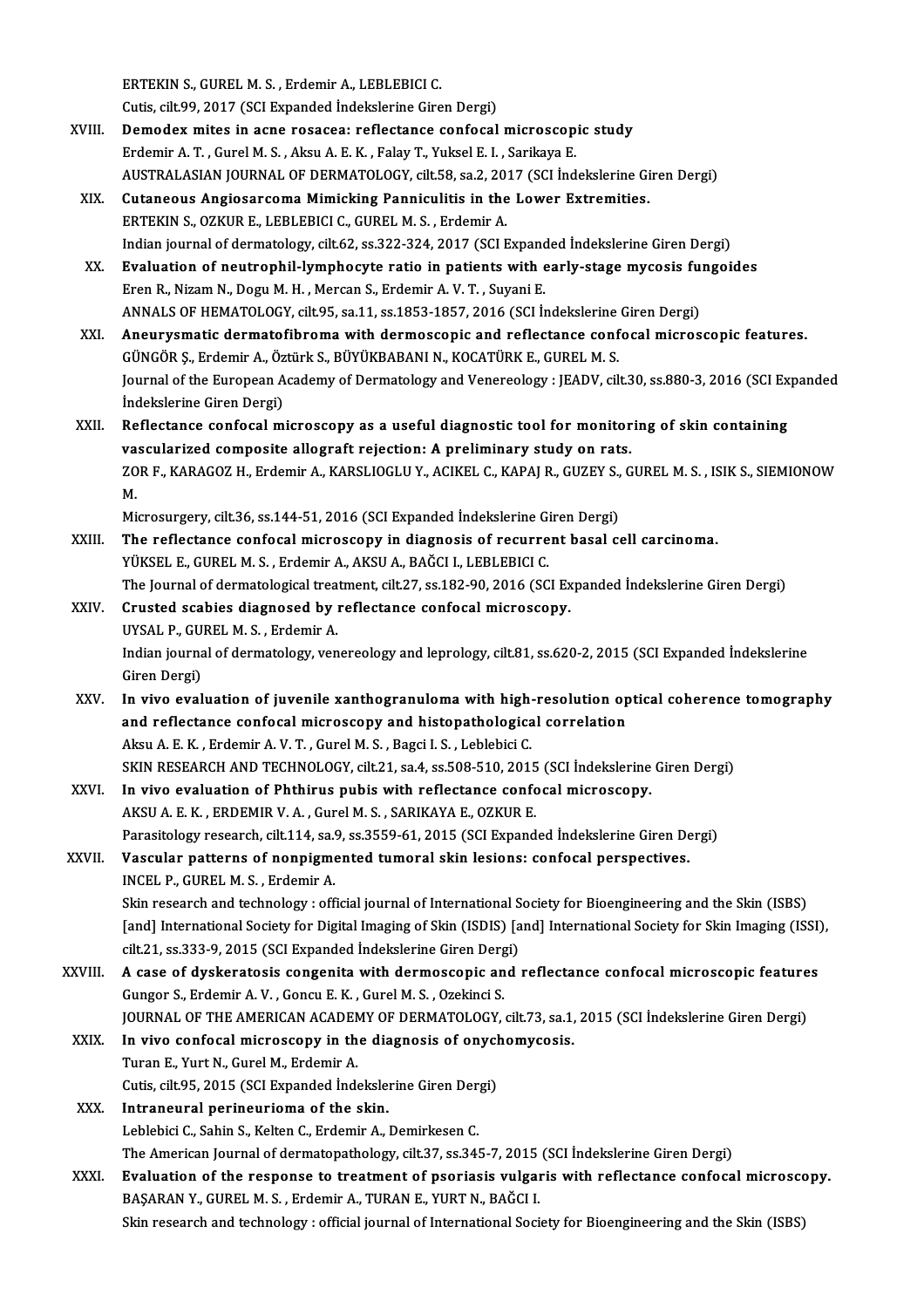ERTEKIN S., GUREL M. S. , Erdemir A., LEBLEBICI C.
Cutis, cilt.99, 2017 (SCI Expanded İndekslerine Giren Dergi)

XVIII. **Demodex mites in acne rosacea: reflectance confocal microscopic study**
Erdemir A. T. , Gurel M. S. , Aksu A. E. K. , Falay T., Yuksel E. I. , Sarikaya E.
AUSTRALASIAN JOURNAL OF DERMATOLOGY, cilt.58, sa.2, 2017 (SCI İndekslerine Giren Dergi)

XIX. **Cutaneous Angiosarcoma Mimicking Panniculitis in the Lower Extremities.**
ERTEKIN S., OZKUR E., LEBLEBICI C., GUREL M. S. , Erdemir A.
Indian journal of dermatology, cilt.62, ss.322-324, 2017 (SCI Expanded İndekslerine Giren Dergi)

XX. **Evaluation of neutrophil-lymphocyte ratio in patients with early-stage mycosis fungoides**
Eren R., Nizam N., Dogu M. H. , Mercan S., Erdemir A. V. T. , Suyani E.
ANNALS OF HEMATOLOGY, cilt.95, sa.11, ss.1853-1857, 2016 (SCI İndekslerine Giren Dergi)

XXI. **Aneurysmatic dermatofibroma with dermoscopic and reflectance confocal microscopic features.**
GÜNGÖR Ş., Erdemir A., Öztürk S., BÜYÜKBABANI N., KOCATÜRK E., GUREL M. S.
Journal of the European Academy of Dermatology and Venereology : JEADV, cilt.30, ss.880-3, 2016 (SCI Expanded İndekslerine Giren Dergi)

XXII. **Reflectance confocal microscopy as a useful diagnostic tool for monitoring of skin containing vascularized composite allograft rejection: A preliminary study on rats.**
ZOR F., KARAGOZ H., Erdemir A., KARSLIOGLU Y., ACIKEL C., KAPAJ R., GUZEY S., GUREL M. S. , ISIK S., SIEMIONOW M.
Microsurgery, cilt.36, ss.144-51, 2016 (SCI Expanded İndekslerine Giren Dergi)

XXIII. **The reflectance confocal microscopy in diagnosis of recurrent basal cell carcinoma.**
YÜKSEL E., GUREL M. S. , Erdemir A., AKSU A., BAĞCI I., LEBLEBICI C.
The Journal of dermatological treatment, cilt.27, ss.182-90, 2016 (SCI Expanded İndekslerine Giren Dergi)

XXIV. **Crusted scabies diagnosed by reflectance confocal microscopy.**
UYSAL P., GUREL M. S. , Erdemir A.
Indian journal of dermatology, venereology and leprology, cilt.81, ss.620-2, 2015 (SCI Expanded İndekslerine Giren Dergi)

XXV. **In vivo evaluation of juvenile xanthogranuloma with high-resolution optical coherence tomography and reflectance confocal microscopy and histopathological correlation**
Aksu A. E. K. , Erdemir A. V. T. , Gurel M. S. , Bagci I. S. , Leblebici C.
SKIN RESEARCH AND TECHNOLOGY, cilt.21, sa.4, ss.508-510, 2015 (SCI İndekslerine Giren Dergi)

XXVI. **In vivo evaluation of Phthirus pubis with reflectance confocal microscopy.**
AKSU A. E. K. , ERDEMIR V. A. , Gurel M. S. , SARIKAYA E., OZKUR E.
Parasitology research, cilt.114, sa.9, ss.3559-61, 2015 (SCI Expanded İndekslerine Giren Dergi)

XXVII. **Vascular patterns of nonpigmented tumoral skin lesions: confocal perspectives.**
INCEL P., GUREL M. S. , Erdemir A.
Skin research and technology : official journal of International Society for Bioengineering and the Skin (ISBS) [and] International Society for Digital Imaging of Skin (ISDIS) [and] International Society for Skin Imaging (ISSI), cilt.21, ss.333-9, 2015 (SCI Expanded İndekslerine Giren Dergi)

XXVIII. **A case of dyskeratosis congenita with dermoscopic and reflectance confocal microscopic features**
Gungor S., Erdemir A. V. , Goncu E. K. , Gurel M. S. , Ozekinci S.
JOURNAL OF THE AMERICAN ACADEMY OF DERMATOLOGY, cilt.73, sa.1, 2015 (SCI İndekslerine Giren Dergi)

XXIX. **In vivo confocal microscopy in the diagnosis of onychomycosis.**
Turan E., Yurt N., Gurel M., Erdemir A.
Cutis, cilt.95, 2015 (SCI Expanded İndekslerine Giren Dergi)

XXX. **Intraneural perineurioma of the skin.**
Leblebici C., Sahin S., Kelten C., Erdemir A., Demirkesen C.
The American Journal of dermatopathology, cilt.37, ss.345-7, 2015 (SCI İndekslerine Giren Dergi)

XXXI. **Evaluation of the response to treatment of psoriasis vulgaris with reflectance confocal microscopy.**
BAŞARAN Y., GUREL M. S. , Erdemir A., TURAN E., YURT N., BAĞCI I.
Skin research and technology : official journal of International Society for Bioengineering and the Skin (ISBS)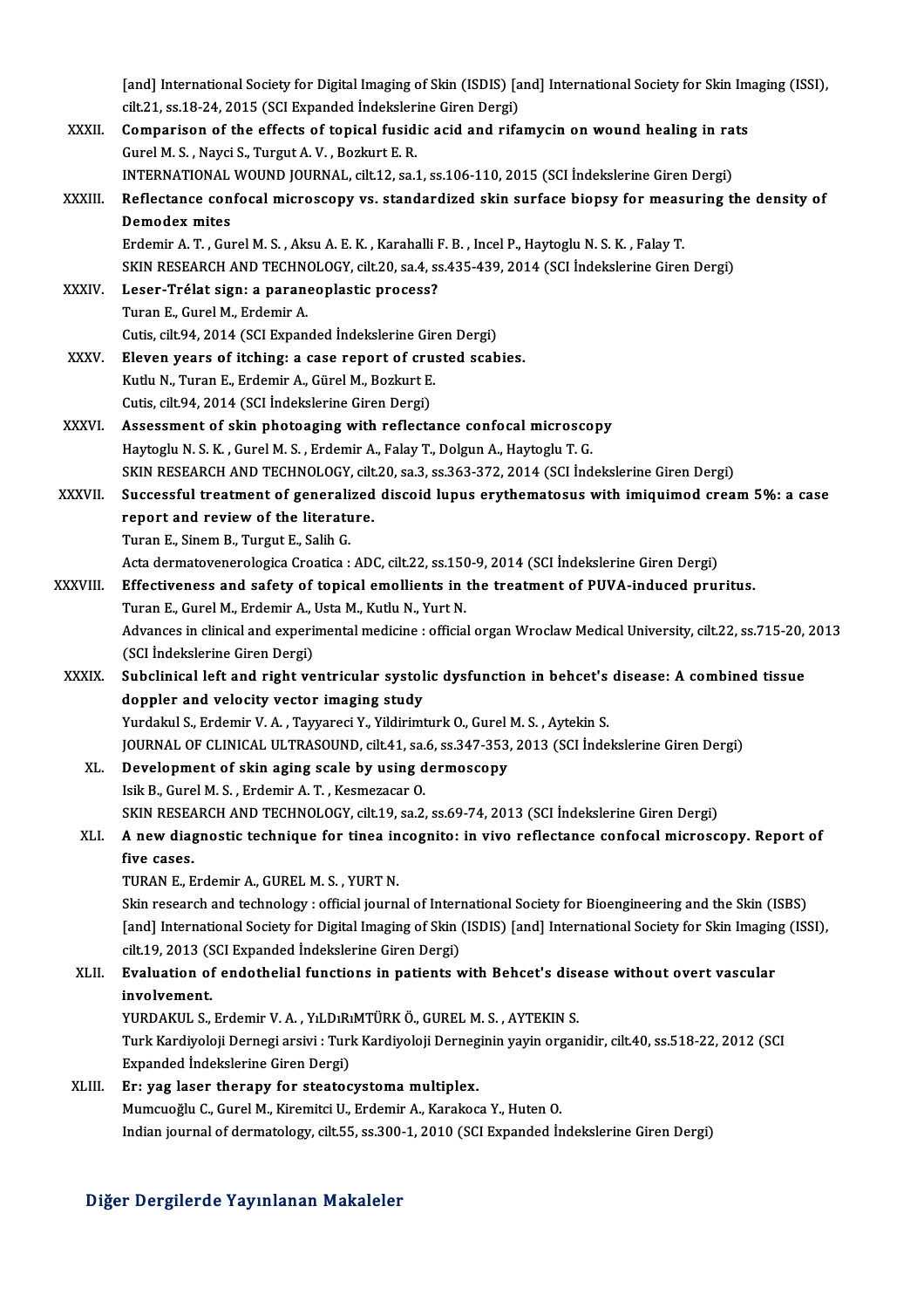[and] International Society for Digital Imaging of Skin (ISDIS) [and] International Society for Skin Imaging (ISSI), cilt.21, ss.18-24, 2015 (SCI Expanded İndekslerine Giren Dergi)

XXXII. **Comparison of the effects of topical fusidic acid and rifamycin on wound healing in rats**
Gurel M. S. , Nayci S., Turgut A. V. , Bozkurt E. R.
INTERNATIONAL WOUND JOURNAL, cilt.12, sa.1, ss.106-110, 2015 (SCI İndekslerine Giren Dergi)

XXXIII. **Reflectance confocal microscopy vs. standardized skin surface biopsy for measuring the density of Demodex mites**
Erdemir A. T. , Gurel M. S. , Aksu A. E. K. , Karahalli F. B. , Incel P., Haytoglu N. S. K. , Falay T.
SKIN RESEARCH AND TECHNOLOGY, cilt.20, sa.4, ss.435-439, 2014 (SCI İndekslerine Giren Dergi)

XXXIV. **Leser-Trélat sign: a paraneoplastic process?**
Turan E., Gurel M., Erdemir A.
Cutis, cilt.94, 2014 (SCI Expanded İndekslerine Giren Dergi)

XXXV. **Eleven years of itching: a case report of crusted scabies.**
Kutlu N., Turan E., Erdemir A., Gürel M., Bozkurt E.
Cutis, cilt.94, 2014 (SCI İndekslerine Giren Dergi)

XXXVI. **Assessment of skin photoaging with reflectance confocal microscopy**
Haytoglu N. S. K. , Gurel M. S. , Erdemir A., Falay T., Dolgun A., Haytoglu T. G.
SKIN RESEARCH AND TECHNOLOGY, cilt.20, sa.3, ss.363-372, 2014 (SCI İndekslerine Giren Dergi)

XXXVII. **Successful treatment of generalized discoid lupus erythematosus with imiquimod cream 5%: a case report and review of the literature.**
Turan E., Sinem B., Turgut E., Salih G.
Acta dermatovenerologica Croatica : ADC, cilt.22, ss.150-9, 2014 (SCI İndekslerine Giren Dergi)

XXXVIII. **Effectiveness and safety of topical emollients in the treatment of PUVA-induced pruritus.**
Turan E., Gurel M., Erdemir A., Usta M., Kutlu N., Yurt N.
Advances in clinical and experimental medicine : official organ Wroclaw Medical University, cilt.22, ss.715-20, 2013 (SCI İndekslerine Giren Dergi)

XXXIX. **Subclinical left and right ventricular systolic dysfunction in behcet's disease: A combined tissue doppler and velocity vector imaging study**
Yurdakul S., Erdemir V. A. , Tayyareci Y., Yildirimturk O., Gurel M. S. , Aytekin S.
JOURNAL OF CLINICAL ULTRASOUND, cilt.41, sa.6, ss.347-353, 2013 (SCI İndekslerine Giren Dergi)

XL. **Development of skin aging scale by using dermoscopy**
Isik B., Gurel M. S. , Erdemir A. T. , Kesmezacar O.
SKIN RESEARCH AND TECHNOLOGY, cilt.19, sa.2, ss.69-74, 2013 (SCI İndekslerine Giren Dergi)

XLI. **A new diagnostic technique for tinea incognito: in vivo reflectance confocal microscopy. Report of five cases.**
TURAN E., Erdemir A., GUREL M. S. , YURT N.
Skin research and technology : official journal of International Society for Bioengineering and the Skin (ISBS) [and] International Society for Digital Imaging of Skin (ISDIS) [and] International Society for Skin Imaging (ISSI), cilt.19, 2013 (SCI Expanded İndekslerine Giren Dergi)

XLII. **Evaluation of endothelial functions in patients with Behcet's disease without overt vascular involvement.**
YURDAKUL S., Erdemir V. A. , YıLDıRıMTÜRK Ö., GUREL M. S. , AYTEKIN S.
Turk Kardiyoloji Dernegi arsivi : Turk Kardiyoloji Derneginin yayin organidir, cilt.40, ss.518-22, 2012 (SCI Expanded İndekslerine Giren Dergi)

XLIII. **Er: yag laser therapy for steatocystoma multiplex.**
Mumcuoğlu C., Gurel M., Kiremitci U., Erdemir A., Karakoca Y., Huten O.
Indian journal of dermatology, cilt.55, ss.300-1, 2010 (SCI Expanded İndekslerine Giren Dergi)

## Diğer Dergilerde Yayınlanan Makaleler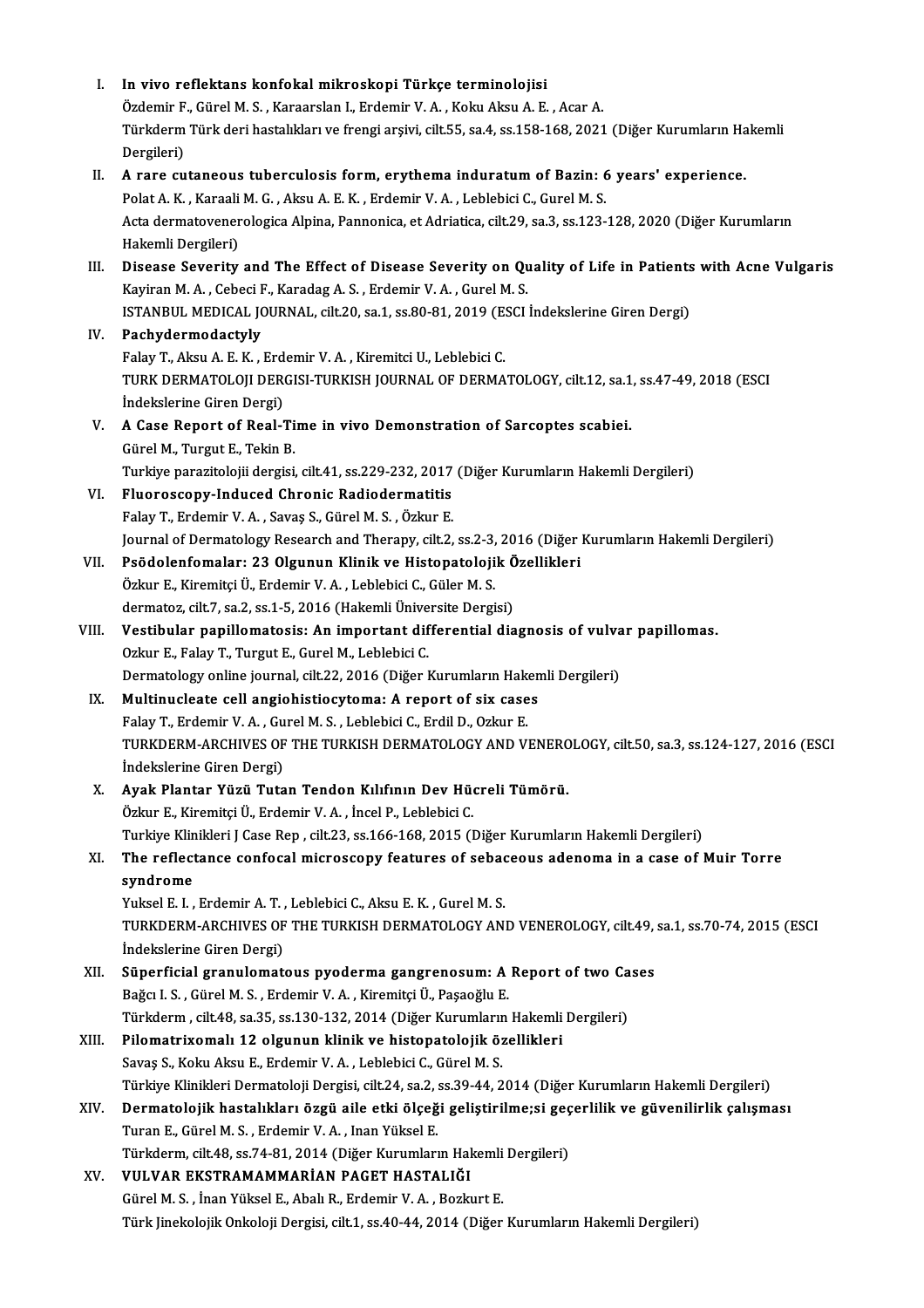I. **In vivo reflektans konfokal mikroskopi Türkçe terminolojisi**
Özdemir F., Gürel M. S. , Karaarslan I., Erdemir V. A. , Koku Aksu A. E. , Acar A.
Türkderm Türk deri hastalıkları ve frengi arşivi, cilt.55, sa.4, ss.158-168, 2021 (Diğer Kurumların Hakemli Dergileri)

II. **A rare cutaneous tuberculosis form, erythema induratum of Bazin: 6 years' experience.**
Polat A. K. , Karaali M. G. , Aksu A. E. K. , Erdemir V. A. , Leblebici C., Gurel M. S.
Acta dermatovenerologica Alpina, Pannonica, et Adriatica, cilt.29, sa.3, ss.123-128, 2020 (Diğer Kurumların Hakemli Dergileri)

III. **Disease Severity and The Effect of Disease Severity on Quality of Life in Patients with Acne Vulgaris**
Kayiran M. A. , Cebeci F., Karadag A. S. , Erdemir V. A. , Gurel M. S.
ISTANBUL MEDICAL JOURNAL, cilt.20, sa.1, ss.80-81, 2019 (ESCI İndekslerine Giren Dergi)

IV. **Pachydermodactyly**
Falay T., Aksu A. E. K. , Erdemir V. A. , Kiremitci U., Leblebici C.
TURK DERMATOLOJI DERGISI-TURKISH JOURNAL OF DERMATOLOGY, cilt.12, sa.1, ss.47-49, 2018 (ESCI İndekslerine Giren Dergi)

V. **A Case Report of Real-Time in vivo Demonstration of Sarcoptes scabiei.**
Gürel M., Turgut E., Tekin B.
Turkiye parazitolojii dergisi, cilt.41, ss.229-232, 2017 (Diğer Kurumların Hakemli Dergileri)

VI. **Fluoroscopy-Induced Chronic Radiodermatitis**
Falay T., Erdemir V. A. , Savaş S., Gürel M. S. , Özkur E.
Journal of Dermatology Research and Therapy, cilt.2, ss.2-3, 2016 (Diğer Kurumların Hakemli Dergileri)

VII. **Psödolenfomalar: 23 Olgunun Klinik ve Histopatolojik Özellikleri**
Özkur E., Kiremitçi Ü., Erdemir V. A. , Leblebici C., Güler M. S.
dermatoz, cilt.7, sa.2, ss.1-5, 2016 (Hakemli Üniversite Dergisi)

VIII. **Vestibular papillomatosis: An important differential diagnosis of vulvar papillomas.**
Ozkur E., Falay T., Turgut E., Gurel M., Leblebici C.
Dermatology online journal, cilt.22, 2016 (Diğer Kurumların Hakemli Dergileri)

IX. **Multinucleate cell angiohistiocytoma: A report of six cases**
Falay T., Erdemir V. A. , Gurel M. S. , Leblebici C., Erdil D., Ozkur E.
TURKDERM-ARCHIVES OF THE TURKISH DERMATOLOGY AND VENEROLOGY, cilt.50, sa.3, ss.124-127, 2016 (ESCI İndekslerine Giren Dergi)

X. **Ayak Plantar Yüzü Tutan Tendon Kılıfının Dev Hücreli Tümörü.**
Özkur E., Kiremitçi Ü., Erdemir V. A. , İncel P., Leblebici C.
Turkiye Klinikleri J Case Rep , cilt.23, ss.166-168, 2015 (Diğer Kurumların Hakemli Dergileri)

XI. **The reflectance confocal microscopy features of sebaceous adenoma in a case of Muir Torre syndrome**
Yuksel E. I. , Erdemir A. T. , Leblebici C., Aksu E. K. , Gurel M. S.
TURKDERM-ARCHIVES OF THE TURKISH DERMATOLOGY AND VENEROLOGY, cilt.49, sa.1, ss.70-74, 2015 (ESCI İndekslerine Giren Dergi)

XII. **Süperficial granulomatous pyoderma gangrenosum: A Report of two Cases**
Bağcı I. S. , Gürel M. S. , Erdemir V. A. , Kiremitçi Ü., Paşaoğlu E.
Türkderm , cilt.48, sa.35, ss.130-132, 2014 (Diğer Kurumların Hakemli Dergileri)

XIII. **Pilomatrixomalı 12 olgunun klinik ve histopatolojik özellikleri**
Savaş S., Koku Aksu E., Erdemir V. A. , Leblebici C., Gürel M. S.
Türkiye Klinikleri Dermatoloji Dergisi, cilt.24, sa.2, ss.39-44, 2014 (Diğer Kurumların Hakemli Dergileri)

XIV. **Dermatolojik hastalıkları özgü aile etki ölçeği geliştirilme;si geçerlilik ve güvenilirlik çalışması**
Turan E., Gürel M. S. , Erdemir V. A. , Inan Yüksel E.
Türkderm, cilt.48, ss.74-81, 2014 (Diğer Kurumların Hakemli Dergileri)

XV. **VULVAR EKSTRAMAMMARİAN PAGET HASTALIĞI**
Gürel M. S. , İnan Yüksel E., Abalı R., Erdemir V. A. , Bozkurt E.
Türk Jinekolojik Onkoloji Dergisi, cilt.1, ss.40-44, 2014 (Diğer Kurumların Hakemli Dergileri)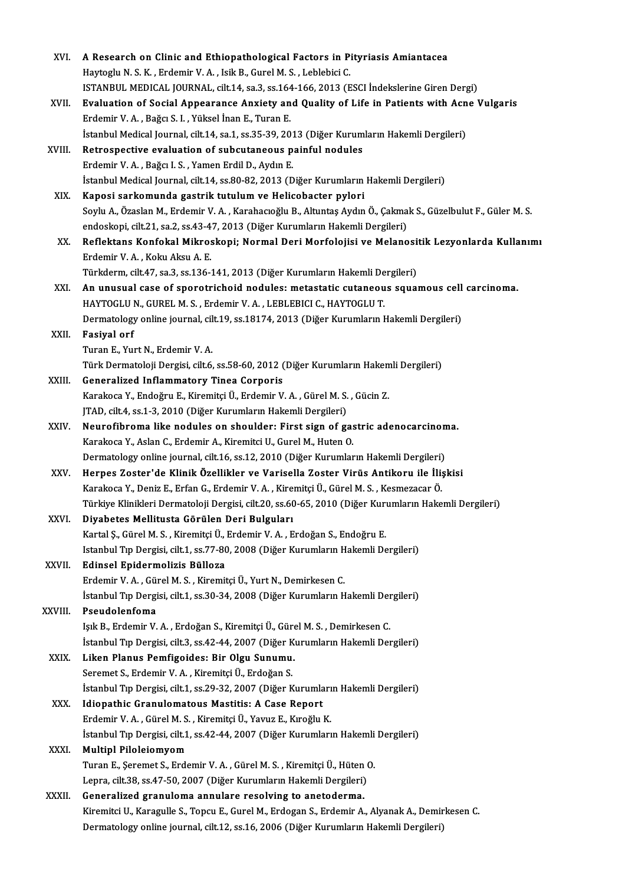XVI. **A Research on Clinic and Ethiopathological Factors in Pityriasis Amiantacea**
Haytoglu N. S. K. , Erdemir V. A. , Isik B., Gurel M. S. , Leblebici C.
ISTANBUL MEDICAL JOURNAL, cilt.14, sa.3, ss.164-166, 2013 (ESCI İndekslerine Giren Dergi)

XVII. **Evaluation of Social Appearance Anxiety and Quality of Life in Patients with Acne Vulgaris**
Erdemir V. A. , Bağcı S. I. , Yüksel İnan E., Turan E.
İstanbul Medical Journal, cilt.14, sa.1, ss.35-39, 2013 (Diğer Kurumların Hakemli Dergileri)

XVIII. **Retrospective evaluation of subcutaneous painful nodules**
Erdemir V. A. , Bağcı I. S. , Yamen Erdil D., Aydın E.
İstanbul Medical Journal, cilt.14, ss.80-82, 2013 (Diğer Kurumların Hakemli Dergileri)

XIX. **Kaposi sarkomunda gastrik tutulum ve Helicobacter pylori**
Soylu A., Özaslan M., Erdemir V. A. , Karahacıoğlu B., Altuntaş Aydın Ö., Çakmak S., Güzelbulut F., Güler M. S.
endoskopi, cilt.21, sa.2, ss.43-47, 2013 (Diğer Kurumların Hakemli Dergileri)

XX. **Reflektans Konfokal Mikroskopi; Normal Deri Morfolojisi ve Melanositik Lezyonlarda Kullanımı**
Erdemir V. A. , Koku Aksu A. E.
Türkderm, cilt.47, sa.3, ss.136-141, 2013 (Diğer Kurumların Hakemli Dergileri)

XXI. **An unusual case of sporotrichoid nodules: metastatic cutaneous squamous cell carcinoma.**
HAYTOGLU N., GUREL M. S. , Erdemir V. A. , LEBLEBICI C., HAYTOGLU T.
Dermatology online journal, cilt.19, ss.18174, 2013 (Diğer Kurumların Hakemli Dergileri)

XXII. **Fasiyal orf**
Turan E., Yurt N., Erdemir V. A.
Türk Dermatoloji Dergisi, cilt.6, ss.58-60, 2012 (Diğer Kurumların Hakemli Dergileri)

XXIII. **Generalized Inflammatory Tinea Corporis**
Karakoca Y., Endoğru E., Kiremitçi Ü., Erdemir V. A. , Gürel M. S. , Gücin Z.
JTAD, cilt.4, ss.1-3, 2010 (Diğer Kurumların Hakemli Dergileri)

XXIV. **Neurofibroma like nodules on shoulder: First sign of gastric adenocarcinoma.**
Karakoca Y., Aslan C., Erdemir A., Kiremitci U., Gurel M., Huten O.
Dermatology online journal, cilt.16, ss.12, 2010 (Diğer Kurumların Hakemli Dergileri)

XXV. **Herpes Zoster'de Klinik Özellikler ve Varisella Zoster Virüs Antikoru ile İlişkisi**
Karakoca Y., Deniz E., Erfan G., Erdemir V. A. , Kiremitçi Ü., Gürel M. S. , Kesmezacar Ö.
Türkiye Klinikleri Dermatoloji Dergisi, cilt.20, ss.60-65, 2010 (Diğer Kurumların Hakemli Dergileri)

XXVI. **Diyabetes Mellitusta Görülen Deri Bulguları**
Kartal Ş., Gürel M. S. , Kiremitçi Ü., Erdemir V. A. , Erdoğan S., Endoğru E.
Istanbul Tıp Dergisi, cilt.1, ss.77-80, 2008 (Diğer Kurumların Hakemli Dergileri)

XXVII. **Edinsel Epidermolizis Bülloza**
Erdemir V. A. , Gürel M. S. , Kiremitçi Ü., Yurt N., Demirkesen C.
İstanbul Tıp Dergisi, cilt.1, ss.30-34, 2008 (Diğer Kurumların Hakemli Dergileri)

XXVIII. **Pseudolenfoma**
Işık B., Erdemir V. A. , Erdoğan S., Kiremitçi Ü., Gürel M. S. , Demirkesen C.
İstanbul Tıp Dergisi, cilt.3, ss.42-44, 2007 (Diğer Kurumların Hakemli Dergileri)

XXIX. **Liken Planus Pemfigoides: Bir Olgu Sunumu.**
Seremet S., Erdemir V. A. , Kiremitçi Ü., Erdoğan S.
İstanbul Tıp Dergisi, cilt.1, ss.29-32, 2007 (Diğer Kurumların Hakemli Dergileri)

XXX. **Idiopathic Granulomatous Mastitis: A Case Report**
Erdemir V. A. , Gürel M. S. , Kiremitçi Ü., Yavuz E., Kıroğlu K.
İstanbul Tıp Dergisi, cilt.1, ss.42-44, 2007 (Diğer Kurumların Hakemli Dergileri)

XXXI. **Multipl Piloleiomyom**
Turan E., Şeremet S., Erdemir V. A. , Gürel M. S. , Kiremitçi Ü., Hüten O.
Lepra, cilt.38, ss.47-50, 2007 (Diğer Kurumların Hakemli Dergileri)

XXXII. **Generalized granuloma annulare resolving to anetoderma.**
Kiremitci U., Karagulle S., Topcu E., Gurel M., Erdogan S., Erdemir A., Alyanak A., Demirkesen C.
Dermatology online journal, cilt.12, ss.16, 2006 (Diğer Kurumların Hakemli Dergileri)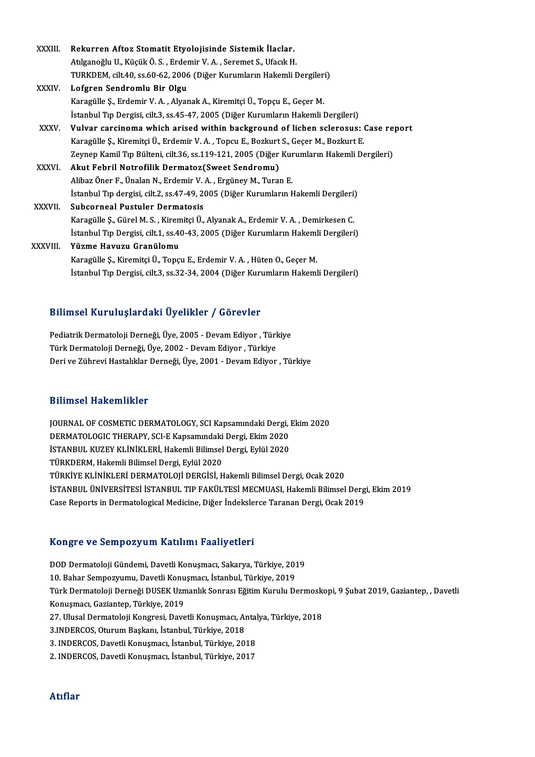XXXIII. **Rekurren Aftoz Stomatit Etyolojisinde Sistemik İlaçlar.**
Atılganoğlu U., Küçük Ö. S. , Erdemir V. A. , Seremet S., Ufacık H.
TURKDEM, cilt.40, ss.60-62, 2006 (Diğer Kurumların Hakemli Dergileri)

XXXIV. **Lofgren Sendromlu Bir Olgu**
Karagülle Ş., Erdemir V. A. , Alyanak A., Kiremitçi Ü., Topçu E., Geçer M.
İstanbul Tıp Dergisi, cilt.3, ss.45-47, 2005 (Diğer Kurumların Hakemli Dergileri)

XXXV. **Vulvar carcinoma which arised within background of lichen sclerosus: Case report**
Karagülle Ş., Kiremitçi Ü., Erdemir V. A. , Topcu E., Bozkurt S., Geçer M., Bozkurt E.
Zeynep Kamil Tıp Bülteni, cilt.36, ss.119-121, 2005 (Diğer Kurumların Hakemli Dergileri)

XXXVI. **Akut Febril Notrofilik Dermatoz(Sweet Sendromu)**
Alibaz Öner F., Ünalan N., Erdemir V. A. , Ergüney M., Turan E.
İstanbul Tıp dergisi, cilt.2, ss.47-49, 2005 (Diğer Kurumların Hakemli Dergileri)

XXXVII. **Subcorneal Pustuler Dermatosis**
Karagülle Ş., Gürel M. S. , Kiremitçi Ü., Alyanak A., Erdemir V. A. , Demirkesen C.
İstanbul Tıp Dergisi, cilt.1, ss.40-43, 2005 (Diğer Kurumların Hakemli Dergileri)

XXXVIII. **Yüzme Havuzu Granülomu**
Karagülle Ş., Kiremitçi Ü., Topçu E., Erdemir V. A. , Hüten O., Geçer M.
İstanbul Tıp Dergisi, cilt.3, ss.32-34, 2004 (Diğer Kurumların Hakemli Dergileri)

## Bilimsel Kuruluşlardaki Üyelikler / Görevler

Pediatrik Dermatoloji Derneği, Üye, 2005 - Devam Ediyor , Türkiye
Türk Dermatoloji Derneği, Üye, 2002 - Devam Ediyor , Türkiye
Deri ve Zührevi Hastalıklar Derneği, Üye, 2001 - Devam Ediyor , Türkiye

## Bilimsel Hakemlikler

JOURNAL OF COSMETIC DERMATOLOGY, SCI Kapsamındaki Dergi, Ekim 2020
DERMATOLOGIC THERAPY, SCI-E Kapsamındaki Dergi, Ekim 2020
İSTANBUL KUZEY KLİNİKLERİ, Hakemli Bilimsel Dergi, Eylül 2020
TÜRKDERM, Hakemli Bilimsel Dergi, Eylül 2020
TÜRKİYE KLİNİKLERİ DERMATOLOJİ DERGİSİ, Hakemli Bilimsel Dergi, Ocak 2020
İSTANBUL ÜNİVERSİTESİ İSTANBUL TIP FAKÜLTESİ MECMUASI, Hakemli Bilimsel Dergi, Ekim 2019
Case Reports in Dermatological Medicine, Diğer İndekslerce Taranan Dergi, Ocak 2019

## Kongre ve Sempozyum Katılımı Faaliyetleri

DOD Dermatoloji Gündemi, Davetli Konuşmacı, Sakarya, Türkiye, 2019
10. Bahar Sempozyumu, Davetli Konuşmacı, İstanbul, Türkiye, 2019
Türk Dermatoloji Derneği DUSEK Uzmanlık Sonrası Eğitim Kurulu Dermoskopi, 9 Şubat 2019, Gaziantep, , Davetli Konuşmacı, Gaziantep, Türkiye, 2019
27. Ulusal Dermatoloji Kongresi, Davetli Konuşmacı, Antalya, Türkiye, 2018
3.INDERCOS, Oturum Başkanı, İstanbul, Türkiye, 2018
3. INDERCOS, Davetli Konuşmacı, İstanbul, Türkiye, 2018
2. INDERCOS, Davetli Konuşmacı, İstanbul, Türkiye, 2017

## Atıflar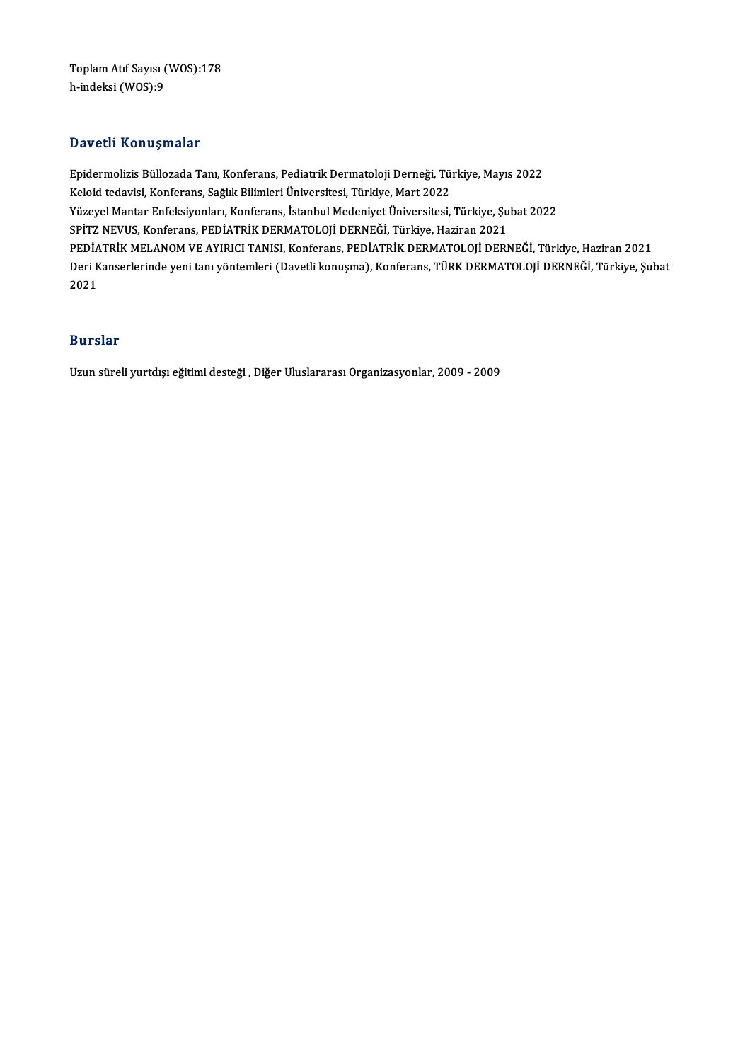Toplam Atıf Sayısı (WOS):178
h-indeksi (WOS):9

## Davetli Konuşmalar

Epidermolizis Büllozada Tanı, Konferans, Pediatrik Dermatoloji Derneği, Türkiye, Mayıs 2022
Keloid tedavisi, Konferans, Sağlık Bilimleri Üniversitesi, Türkiye, Mart 2022
Yüzeyel Mantar Enfeksiyonları, Konferans, İstanbul Medeniyet Üniversitesi, Türkiye, Şubat 2022
SPİTZ NEVUS, Konferans, PEDİATRİK DERMATOLOJİ DERNEĞİ, Türkiye, Haziran 2021
PEDİATRİK MELANOM VE AYIRICI TANISI, Konferans, PEDİATRİK DERMATOLOJİ DERNEĞİ, Türkiye, Haziran 2021
Deri Kanserlerinde yeni tanı yöntemleri (Davetli konuşma), Konferans, TÜRK DERMATOLOJİ DERNEĞİ, Türkiye, Şubat 2021

## Burslar

Uzun süreli yurtdışı eğitimi desteği , Diğer Uluslararası Organizasyonlar, 2009 - 2009